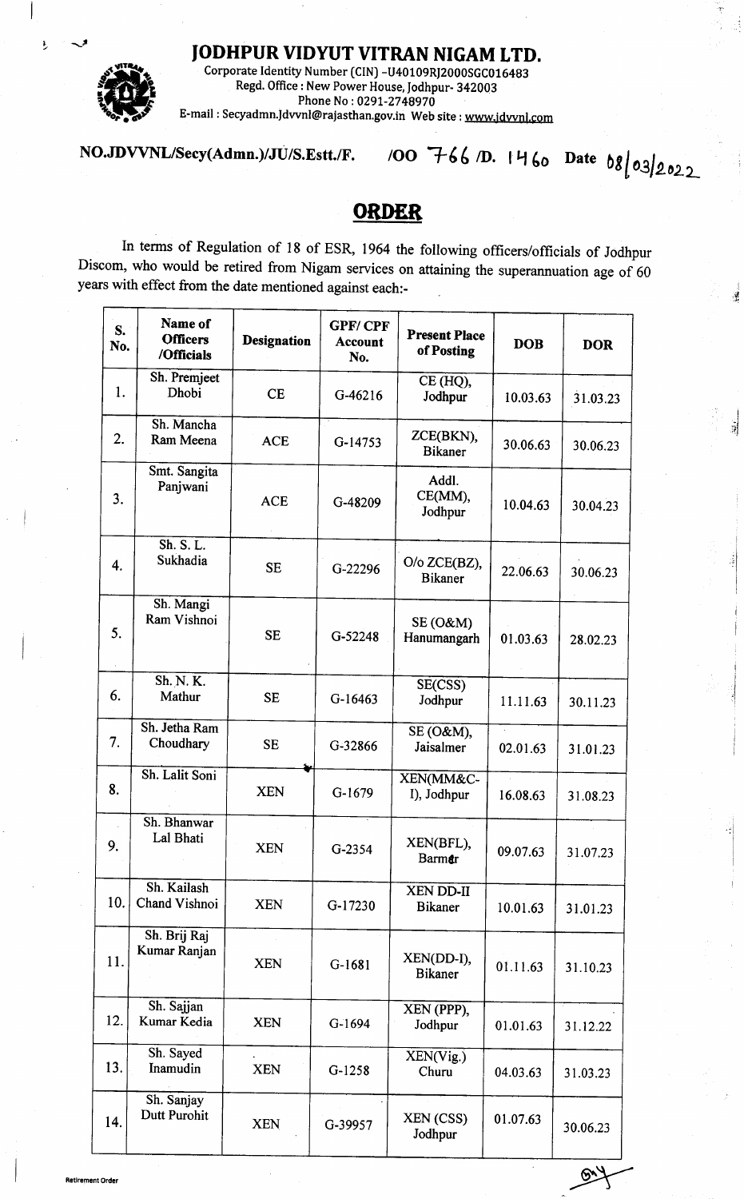# JODHPUR VIDYUT VITRAN NIGAM LTD.

Corporate Identity Number (CIN) -U40109RJ2000SGC016483
Regd. Office : New Power House, Jodhpur- 342003
Phone No : 0291-2748970
E-mail : Secyadmn.Jdvvnl@rajasthan.gov.in Web site : www.jdvvnl.com

NO.JDVVNL/Secy(Admn.)/JU/S.Estt./F. /OO 766 /D. 1460 Date 08/03/2022

## ORDER

In terms of Regulation of 18 of ESR, 1964 the following officers/officials of Jodhpur Discom, who would be retired from Nigam services on attaining the superannuation age of 60 years with effect from the date mentioned against each:-

| S. No. | Name of Officers /Officials | Designation | GPF/ CPF Account No. | Present Place of Posting | DOB | DOR |
|---|---|---|---|---|---|---|
| 1. | Sh. Premjeet Dhobi | CE | G-46216 | CE (HQ), Jodhpur | 10.03.63 | 31.03.23 |
| 2. | Sh. Mancha Ram Meena | ACE | G-14753 | ZCE(BKN), Bikaner | 30.06.63 | 30.06.23 |
| 3. | Smt. Sangita Panjwani | ACE | G-48209 | Addl. CE(MM), Jodhpur | 10.04.63 | 30.04.23 |
| 4. | Sh. S. L. Sukhadia | SE | G-22296 | O/o ZCE(BZ), Bikaner | 22.06.63 | 30.06.23 |
| 5. | Sh. Mangi Ram Vishnoi | SE | G-52248 | SE (O&M) Hanumangarh | 01.03.63 | 28.02.23 |
| 6. | Sh. N. K. Mathur | SE | G-16463 | SE(CSS) Jodhpur | 11.11.63 | 30.11.23 |
| 7. | Sh. Jetha Ram Choudhary | SE | G-32866 | SE (O&M), Jaisalmer | 02.01.63 | 31.01.23 |
| 8. | Sh. Lalit Soni | XEN | G-1679 | XEN(MM&C-I), Jodhpur | 16.08.63 | 31.08.23 |
| 9. | Sh. Bhanwar Lal Bhati | XEN | G-2354 | XEN(BFL), Barmer | 09.07.63 | 31.07.23 |
| 10. | Sh. Kailash Chand Vishnoi | XEN | G-17230 | XEN DD-II Bikaner | 10.01.63 | 31.01.23 |
| 11. | Sh. Brij Raj Kumar Ranjan | XEN | G-1681 | XEN(DD-I), Bikaner | 01.11.63 | 31.10.23 |
| 12. | Sh. Sajjan Kumar Kedia | XEN | G-1694 | XEN (PPP), Jodhpur | 01.01.63 | 31.12.22 |
| 13. | Sh. Sayed Inamudin | XEN | G-1258 | XEN(Vig.) Churu | 04.03.63 | 31.03.23 |
| 14. | Sh. Sanjay Dutt Purohit | XEN | G-39957 | XEN (CSS) Jodhpur | 01.07.63 | 30.06.23 |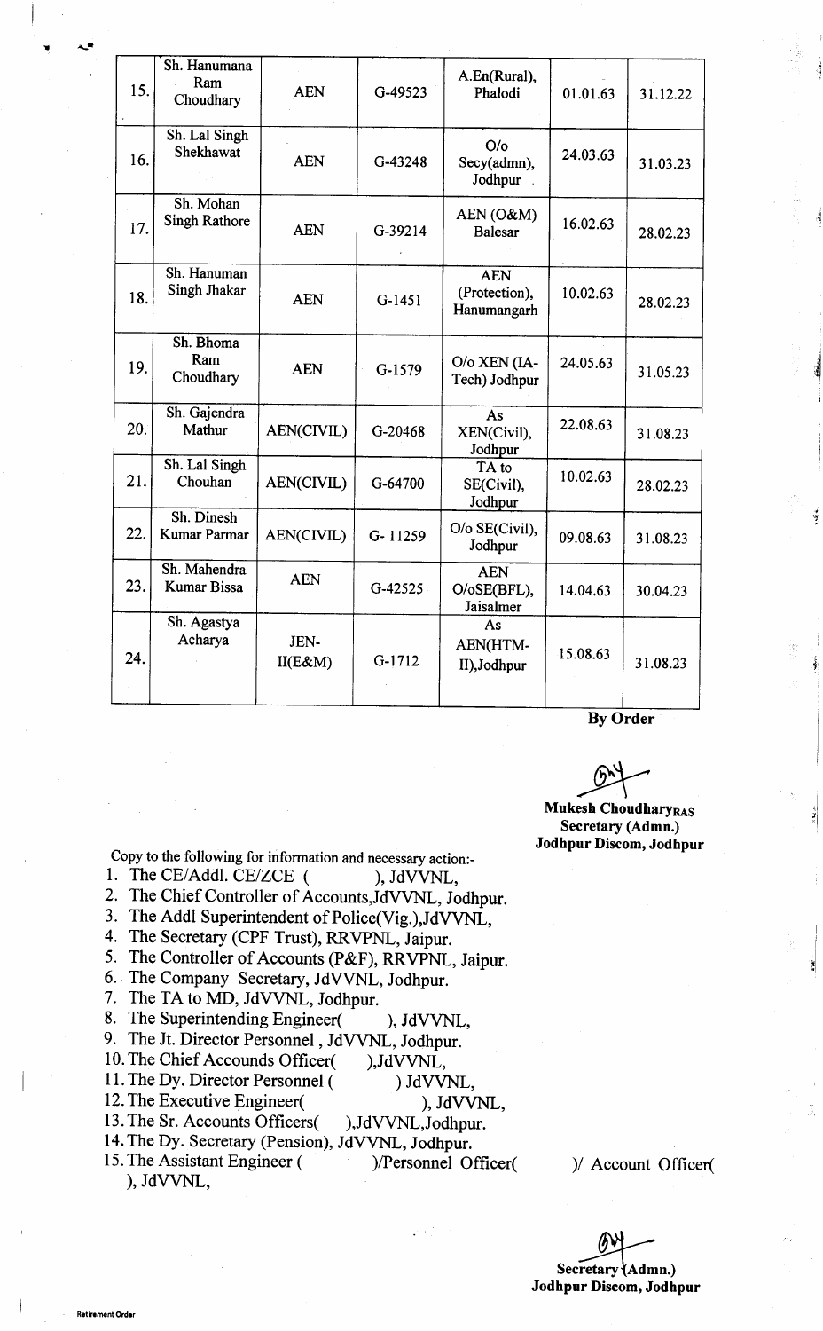| | | | | | | |
|---|---|---|---|---|---|---|
| 15. | Sh. Hanumana Ram Choudhary | AEN | G-49523 | A.En(Rural), Phalodi | 01.01.63 | 31.12.22 |
| 16. | Sh. Lal Singh Shekhawat | AEN | G-43248 | O/o Secy(admn), Jodhpur | 24.03.63 | 31.03.23 |
| 17. | Sh. Mohan Singh Rathore | AEN | G-39214 | AEN (O&M) Balesar | 16.02.63 | 28.02.23 |
| 18. | Sh. Hanuman Singh Jhakar | AEN | G-1451 | AEN (Protection), Hanumangarh | 10.02.63 | 28.02.23 |
| 19. | Sh. Bhoma Ram Choudhary | AEN | G-1579 | O/o XEN (IA-Tech) Jodhpur | 24.05.63 | 31.05.23 |
| 20. | Sh. Gajendra Mathur | AEN(CIVIL) | G-20468 | As XEN(Civil), Jodhpur | 22.08.63 | 31.08.23 |
| 21. | Sh. Lal Singh Chouhan | AEN(CIVIL) | G-64700 | TA to SE(Civil), Jodhpur | 10.02.63 | 28.02.23 |
| 22. | Sh. Dinesh Kumar Parmar | AEN(CIVIL) | G- 11259 | O/o SE(Civil), Jodhpur | 09.08.63 | 31.08.23 |
| 23. | Sh. Mahendra Kumar Bissa | AEN | G-42525 | AEN O/oSE(BFL), Jaisalmer | 14.04.63 | 30.04.23 |
| 24. | Sh. Agastya Acharya | JEN-II(E&M) | G-1712 | As AEN(HTM-II),Jodhpur | 15.08.63 | 31.08.23 |

**By Order**

**Mukesh Choudhary RAS**
**Secretary (Admn.)**
**Jodhpur Discom, Jodhpur**

Copy to the following for information and necessary action:-

1. The CE/Addl. CE/ZCE ( ), JdVVNL,
2. The Chief Controller of Accounts,JdVVNL, Jodhpur.
3. The Addl Superintendent of Police(Vig.),JdVVNL,
4. The Secretary (CPF Trust), RRVPNL, Jaipur.
5. The Controller of Accounts (P&F), RRVPNL, Jaipur.
6. The Company Secretary, JdVVNL, Jodhpur.
7. The TA to MD, JdVVNL, Jodhpur.
8. The Superintending Engineer( ), JdVVNL,
9. The Jt. Director Personnel , JdVVNL, Jodhpur.
10. The Chief Accounds Officer( ),JdVVNL,
11. The Dy. Director Personnel ( ) JdVVNL,
12. The Executive Engineer( ), JdVVNL,
13. The Sr. Accounts Officers( ),JdVVNL,Jodhpur.
14. The Dy. Secretary (Pension), JdVVNL, Jodhpur.
15. The Assistant Engineer ( )/Personnel Officer( )/ Account Officer( ), JdVVNL,

**Secretary (Admn.)**
**Jodhpur Discom, Jodhpur**